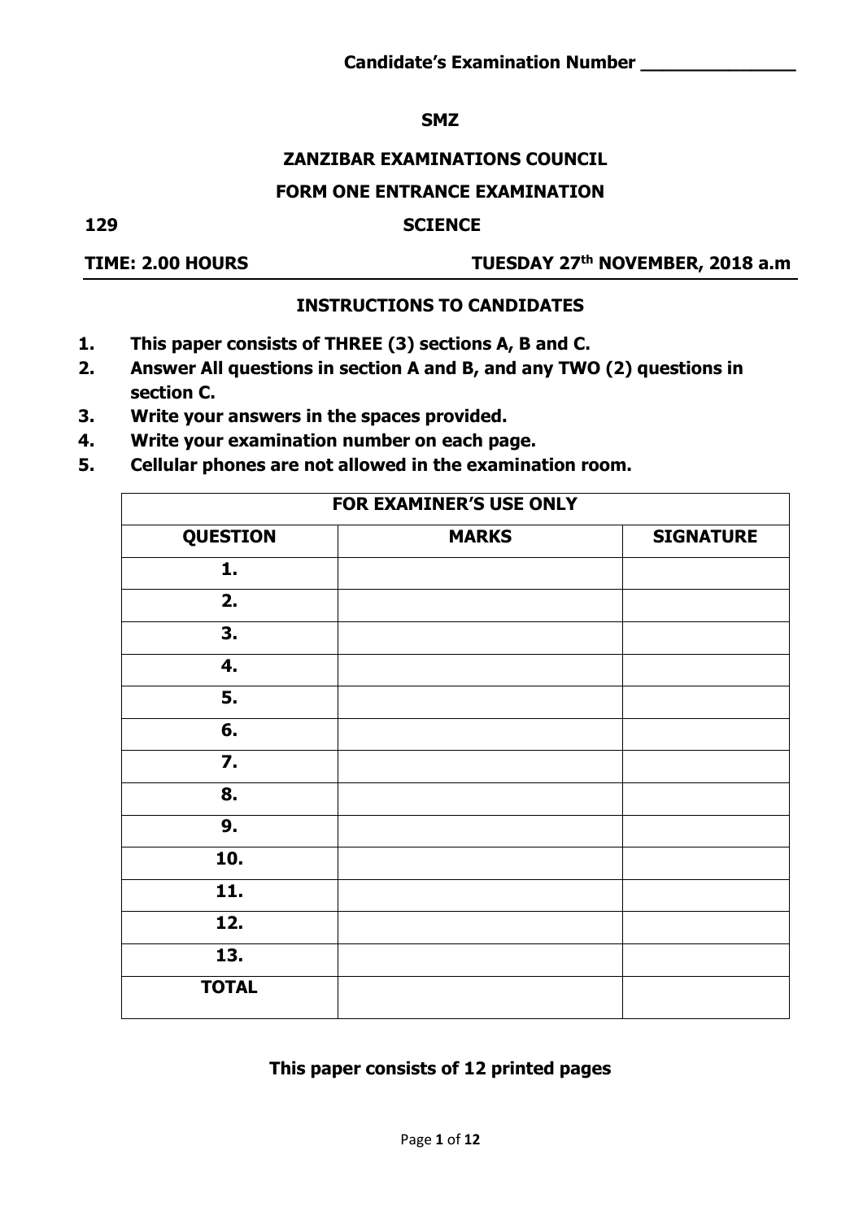**Candidate's Examination Number \_\_\_\_\_\_\_\_\_\_\_\_\_\_**

**SMZ**

# ZANZIBAR EXAMINATIONS COUNCIL

## FORM ONE ENTRANCE EXAMINATION

**129** **SCIENCE**

**TIME: 2.00 HOURS** **TUESDAY 27th NOVEMBER, 2018 a.m**

### INSTRUCTIONS TO CANDIDATES

1. **This paper consists of THREE (3) sections A, B and C.**
2. **Answer All questions in section A and B, and any TWO (2) questions in section C.**
3. **Write your answers in the spaces provided.**
4. **Write your examination number on each page.**
5. **Cellular phones are not allowed in the examination room.**

| FOR EXAMINER'S USE ONLY | | |
|---|---|---|
| **QUESTION** | **MARKS** | **SIGNATURE** |
| **1.** | | |
| **2.** | | |
| **3.** | | |
| **4.** | | |
| **5.** | | |
| **6.** | | |
| **7.** | | |
| **8.** | | |
| **9.** | | |
| **10.** | | |
| **11.** | | |
| **12.** | | |
| **13.** | | |
| **TOTAL** | | |

**This paper consists of 12 printed pages**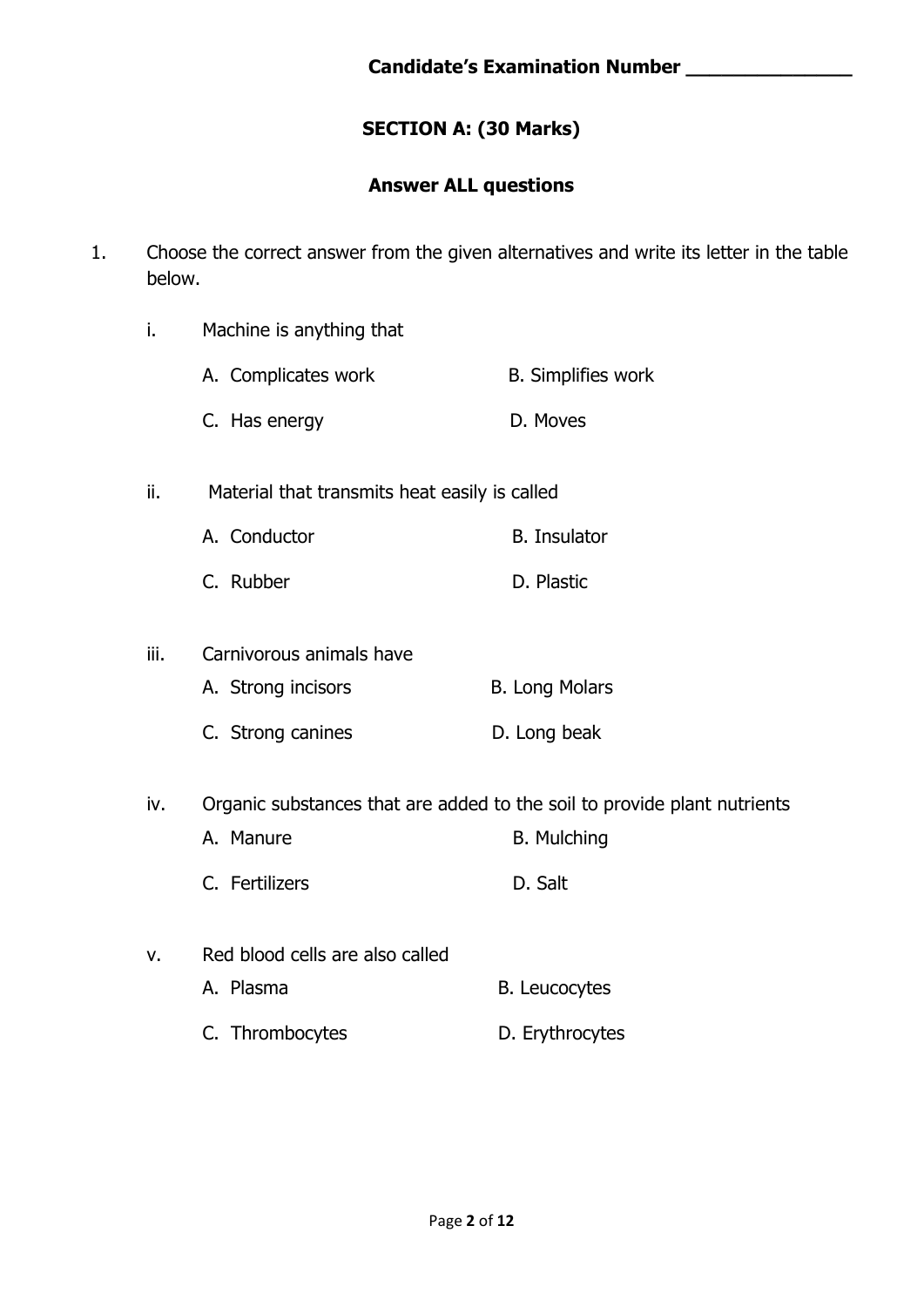**Candidate's Examination Number ______________**

## SECTION A: (30 Marks)

**Answer ALL questions**

1. Choose the correct answer from the given alternatives and write its letter in the table below.

   i. Machine is anything that

      A. Complicates work
      B. Simplifies work
      C. Has energy
      D. Moves

   ii. Material that transmits heat easily is called

      A. Conductor
      B. Insulator
      C. Rubber
      D. Plastic

   iii. Carnivorous animals have

      A. Strong incisors
      B. Long Molars
      C. Strong canines
      D. Long beak

   iv. Organic substances that are added to the soil to provide plant nutrients

      A. Manure
      B. Mulching
      C. Fertilizers
      D. Salt

   v. Red blood cells are also called

      A. Plasma
      B. Leucocytes
      C. Thrombocytes
      D. Erythrocytes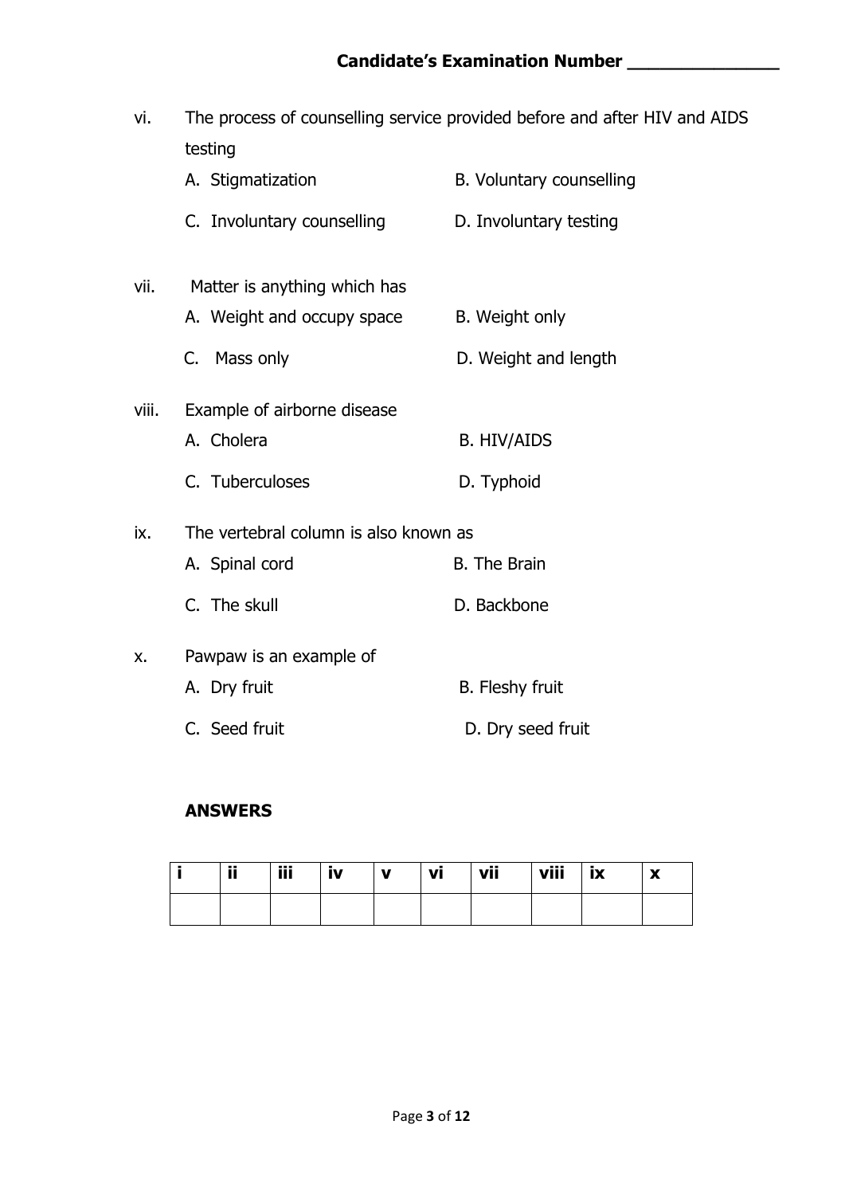**Candidate's Examination Number _______________**

vi. The process of counselling service provided before and after HIV and AIDS testing

A. Stigmatization B. Voluntary counselling

C. Involuntary counselling D. Involuntary testing

vii. Matter is anything which has

A. Weight and occupy space B. Weight only

C. Mass only D. Weight and length

viii. Example of airborne disease

A. Cholera B. HIV/AIDS

C. Tuberculoses D. Typhoid

ix. The vertebral column is also known as

A. Spinal cord B. The Brain

C. The skull D. Backbone

x. Pawpaw is an example of

A. Dry fruit B. Fleshy fruit

C. Seed fruit D. Dry seed fruit

**ANSWERS**

| i | ii | iii | iv | v | vi | vii | viii | ix | x |
|---|---|---|---|---|---|---|---|---|---|
| | | | | | | | | | |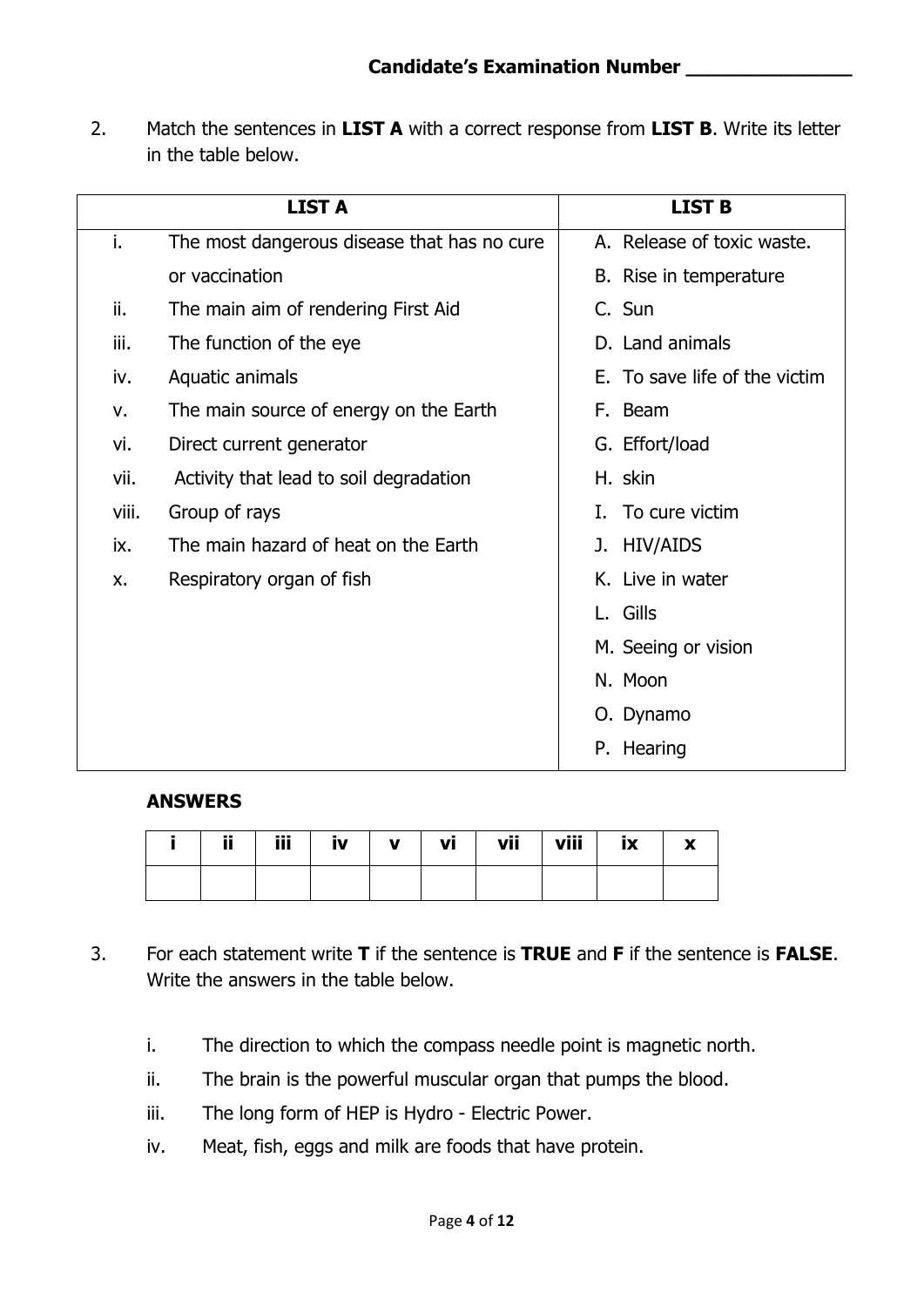**Candidate's Examination Number _______________**

2. Match the sentences in **LIST A** with a correct response from **LIST B**. Write its letter in the table below.

| LIST A | LIST B |
|---|---|
| i. The most dangerous disease that has no cure or vaccination | A. Release of toxic waste. |
| ii. The main aim of rendering First Aid | B. Rise in temperature |
| iii. The function of the eye | C. Sun |
| iv. Aquatic animals | D. Land animals |
| v. The main source of energy on the Earth | E. To save life of the victim |
| vi. Direct current generator | F. Beam |
| vii. Activity that lead to soil degradation | G. Effort/load |
| viii. Group of rays | H. skin |
| ix. The main hazard of heat on the Earth | I. To cure victim |
| x. Respiratory organ of fish | J. HIV/AIDS |
| | K. Live in water |
| | L. Gills |
| | M. Seeing or vision |
| | N. Moon |
| | O. Dynamo |
| | P. Hearing |

**ANSWERS**

| i | ii | iii | iv | v | vi | vii | viii | ix | x |
|---|---|---|---|---|---|---|---|---|---|
| | | | | | | | | | |

3. For each statement write **T** if the sentence is **TRUE** and **F** if the sentence is **FALSE**. Write the answers in the table below.

   i. The direction to which the compass needle point is magnetic north.

   ii. The brain is the powerful muscular organ that pumps the blood.

   iii. The long form of HEP is Hydro - Electric Power.

   iv. Meat, fish, eggs and milk are foods that have protein.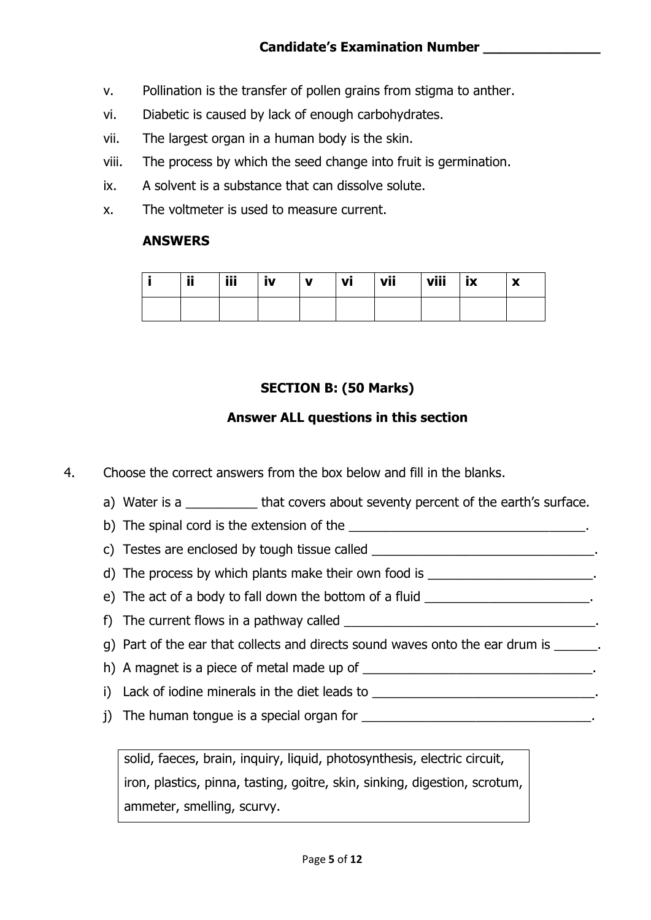v. Pollination is the transfer of pollen grains from stigma to anther.

vi. Diabetic is caused by lack of enough carbohydrates.

vii. The largest organ in a human body is the skin.

viii. The process by which the seed change into fruit is germination.

ix. A solvent is a substance that can dissolve solute.

x. The voltmeter is used to measure current.

**ANSWERS**

| i | ii | iii | iv | v | vi | vii | viii | ix | x |
|---|---|---|---|---|---|---|---|---|---|
| | | | | | | | | | |

## SECTION B: (50 Marks)

### Answer ALL questions in this section

4. Choose the correct answers from the box below and fill in the blanks.

   a) Water is a __________ that covers about seventy percent of the earth's surface.
   
   b) The spinal cord is the extension of the ________________________________.
   
   c) Testes are enclosed by tough tissue called _______________________________.
   
   d) The process by which plants make their own food is _______________________.
   
   e) The act of a body to fall down the bottom of a fluid _______________________.
   
   f) The current flows in a pathway called ___________________________________.
   
   g) Part of the ear that collects and directs sound waves onto the ear drum is ______.
   
   h) A magnet is a piece of metal made up of ________________________________.
   
   i) Lack of iodine minerals in the diet leads to _______________________________.
   
   j) The human tongue is a special organ for ________________________________.

| solid, faeces, brain, inquiry, liquid, photosynthesis, electric circuit, iron, plastics, pinna, tasting, goitre, skin, sinking, digestion, scrotum, ammeter, smelling, scurvy. |
|---|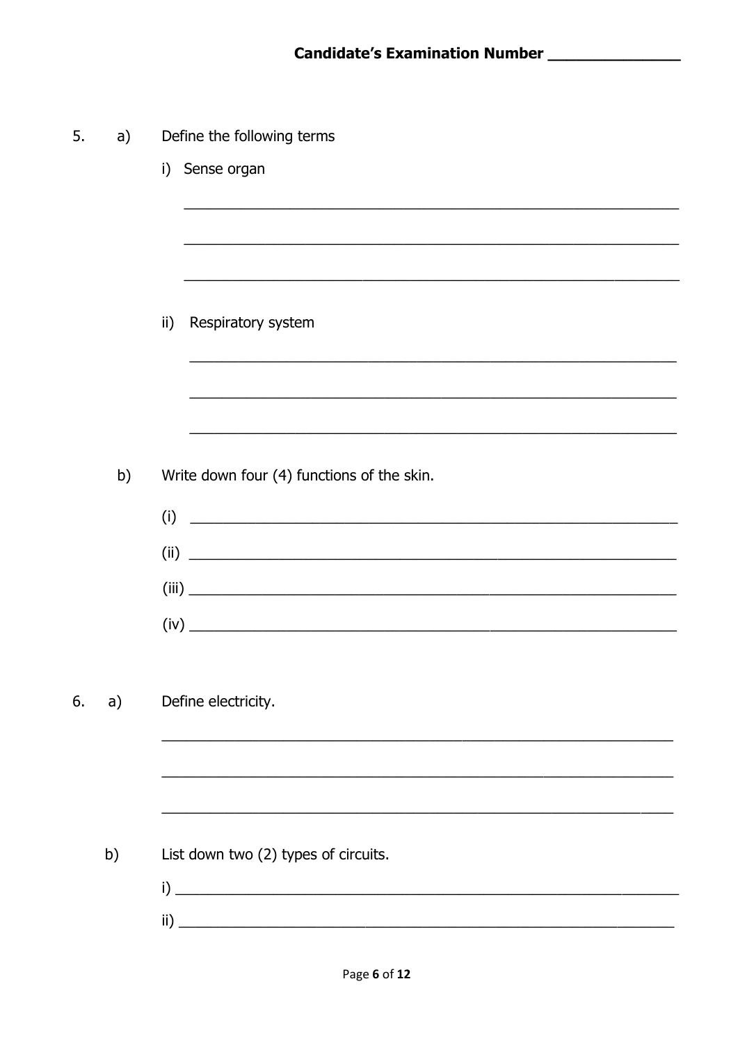Candidate's Examination Number _______________

5. a) Define the following terms

   i) Sense organ

   ______________________________________________________________

   ______________________________________________________________

   ______________________________________________________________

   ii) Respiratory system

   ______________________________________________________________

   ______________________________________________________________

   ______________________________________________________________

   b) Write down four (4) functions of the skin.

   (i) ______________________________________________________________

   (ii) ______________________________________________________________

   (iii) ______________________________________________________________

   (iv) ______________________________________________________________

6. a) Define electricity.

   ______________________________________________________________

   ______________________________________________________________

   ______________________________________________________________

   b) List down two (2) types of circuits.

   i) ______________________________________________________________

   ii) ______________________________________________________________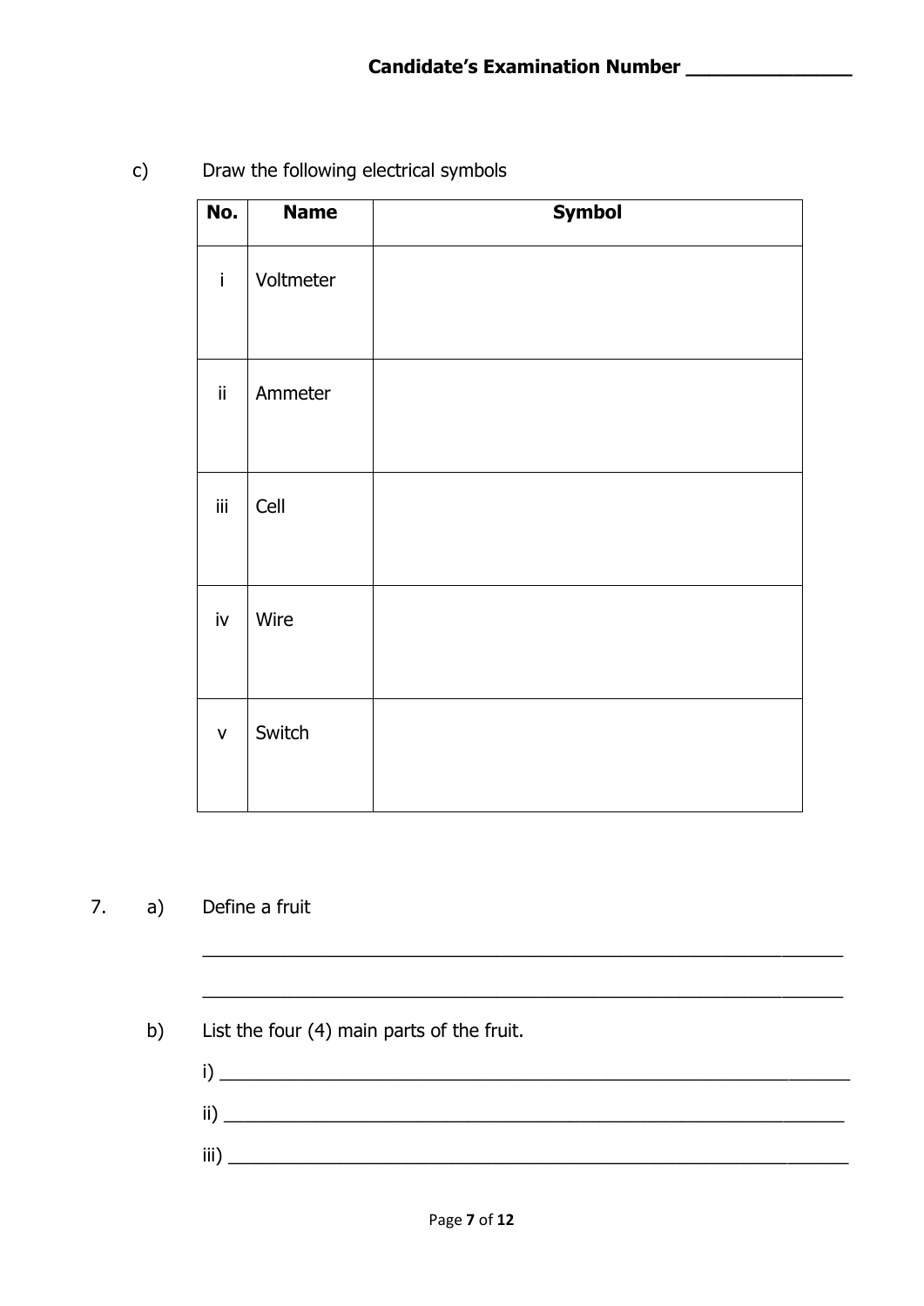c) Draw the following electrical symbols

| No. | Name | Symbol |
| --- | --- | --- |
| i | Voltmeter | |
| ii | Ammeter | |
| iii | Cell | |
| iv | Wire | |
| v | Switch | |

7. a) Define a fruit

_______________________________________________________________

_______________________________________________________________

b) List the four (4) main parts of the fruit.

i) _______________________________________________________________

ii) _______________________________________________________________

iii) _______________________________________________________________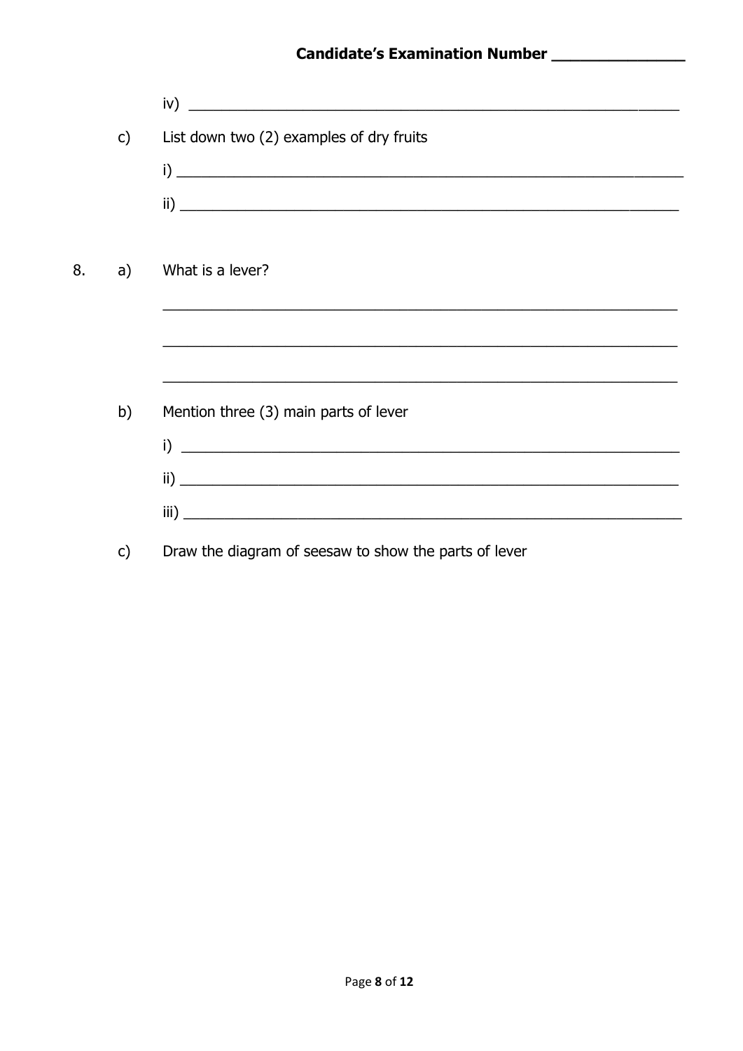iv) ______________________________________________________________

c) List down two (2) examples of dry fruits

i) ______________________________________________________________

ii) ______________________________________________________________

8. a) What is a lever?

______________________________________________________________

______________________________________________________________

______________________________________________________________

b) Mention three (3) main parts of lever

i) ______________________________________________________________

ii) ______________________________________________________________

iii) ______________________________________________________________

c) Draw the diagram of seesaw to show the parts of lever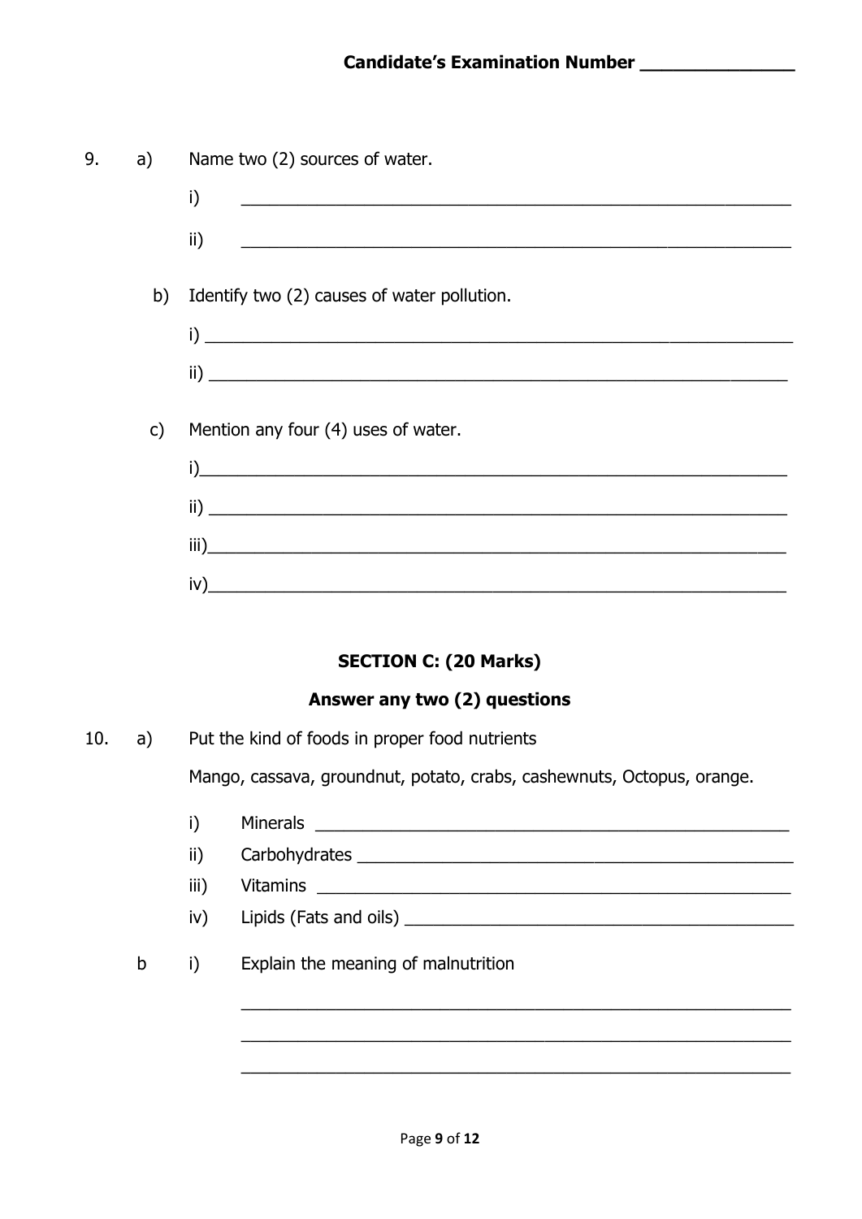Candidate's Examination Number _______________

9. a) Name two (2) sources of water.

   i) ___________________________________________

   ii) ___________________________________________

   b) Identify two (2) causes of water pollution.

   i) ___________________________________________

   ii) ___________________________________________

   c) Mention any four (4) uses of water.

   i) ___________________________________________

   ii) ___________________________________________

   iii) ___________________________________________

   iv) ___________________________________________

## SECTION C: (20 Marks)

### Answer any two (2) questions

10. a) Put the kind of foods in proper food nutrients

   Mango, cassava, groundnut, potato, crabs, cashewnuts, Octopus, orange.

   i) Minerals ___________________________________________

   ii) Carbohydrates ___________________________________________

   iii) Vitamins ___________________________________________

   iv) Lipids (Fats and oils) ___________________________________________

   b i) Explain the meaning of malnutrition

   ___________________________________________

   ___________________________________________

   ___________________________________________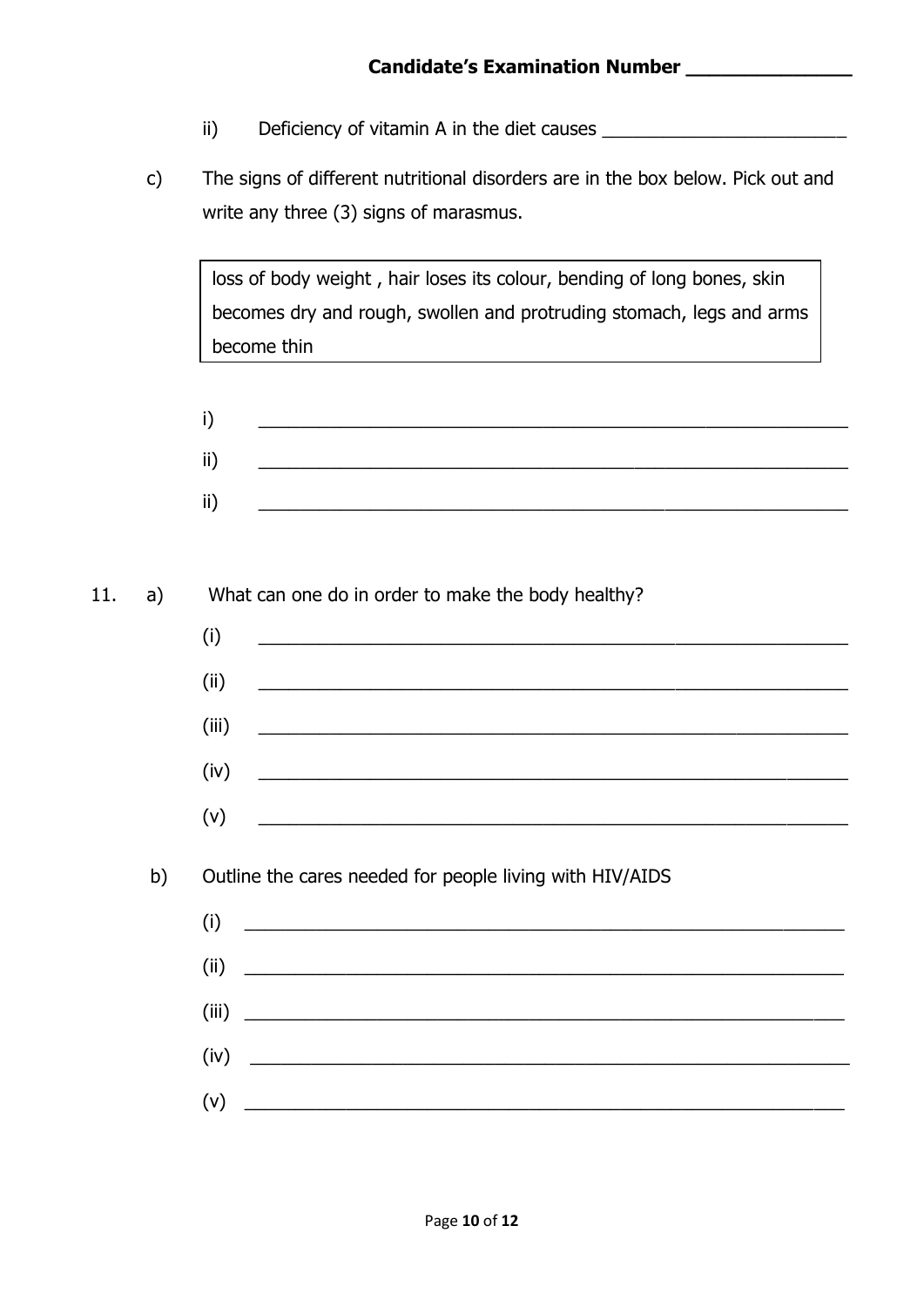**Candidate's Examination Number _______________**

ii) Deficiency of vitamin A in the diet causes _________________________

c) The signs of different nutritional disorders are in the box below. Pick out and write any three (3) signs of marasmus.

| loss of body weight , hair loses its colour, bending of long bones, skin becomes dry and rough, swollen and protruding stomach, legs and arms become thin |
|---|

i) ____________________________________________________________

ii) ____________________________________________________________

ii) ____________________________________________________________

11. a) What can one do in order to make the body healthy?

(i) ____________________________________________________________

(ii) ____________________________________________________________

(iii) ____________________________________________________________

(iv) ____________________________________________________________

(v) ____________________________________________________________

b) Outline the cares needed for people living with HIV/AIDS

(i) ____________________________________________________________

(ii) ____________________________________________________________

(iii) ____________________________________________________________

(iv) ____________________________________________________________

(v) ____________________________________________________________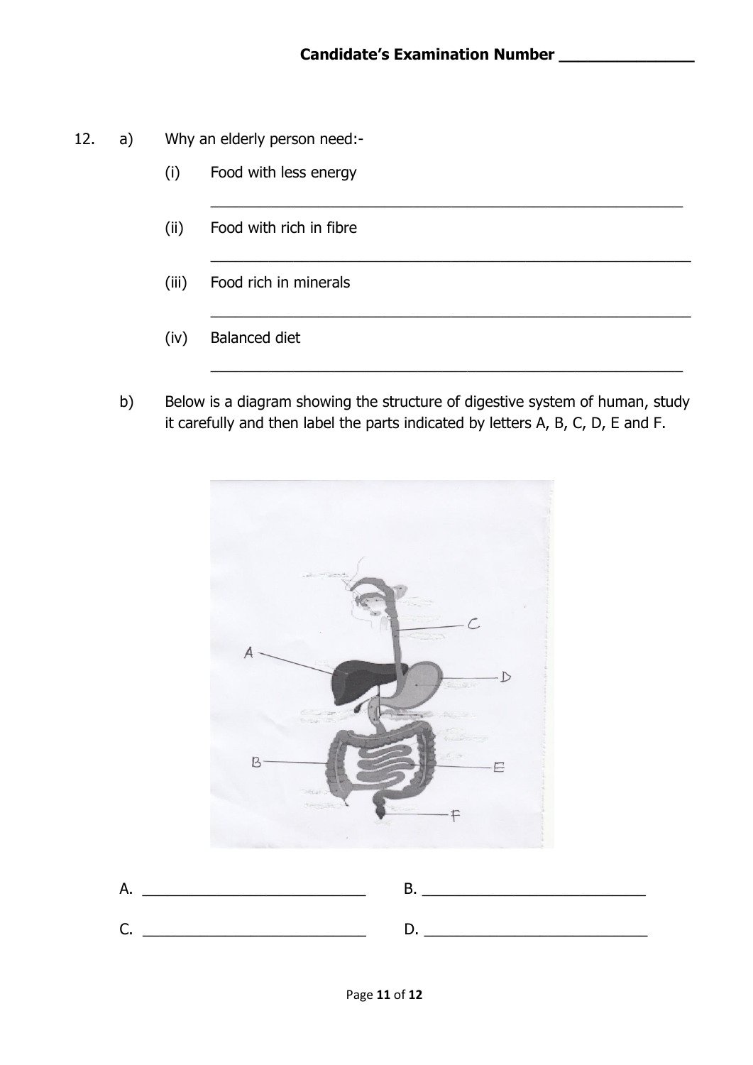12. a) Why an elderly person need:-

   (i) Food with less energy

   ______________________________________________________

   (ii) Food with rich in fibre

   ______________________________________________________

   (iii) Food rich in minerals

   ______________________________________________________

   (iv) Balanced diet

   ______________________________________________________

b) Below is a diagram showing the structure of digestive system of human, study it carefully and then label the parts indicated by letters A, B, C, D, E and F.

A. ___________________________ B. ___________________________

C. ___________________________ D. ___________________________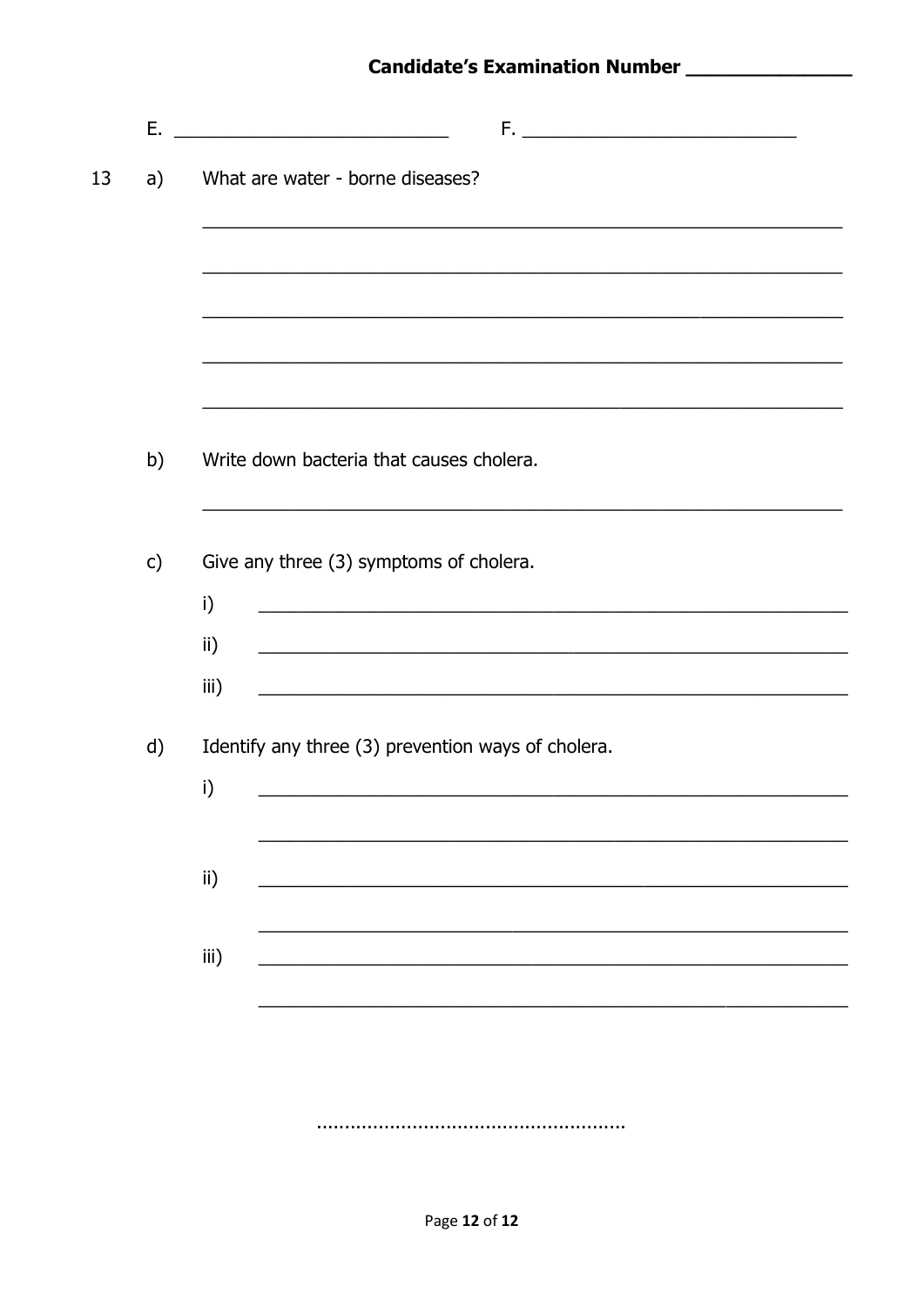Candidate's Examination Number _______________

E. ___________________________ F. ___________________________

13 a) What are water - borne diseases?

_________________________________________________________________

_________________________________________________________________

_________________________________________________________________

_________________________________________________________________

_________________________________________________________________

b) Write down bacteria that causes cholera.

_________________________________________________________________

c) Give any three (3) symptoms of cholera.

i) _____________________________________________________________

ii) _____________________________________________________________

iii) _____________________________________________________________

d) Identify any three (3) prevention ways of cholera.

i) _____________________________________________________________

_____________________________________________________________

ii) _____________________________________________________________

_____________________________________________________________

iii) _____________________________________________________________

_____________________________________________________________

......................................................